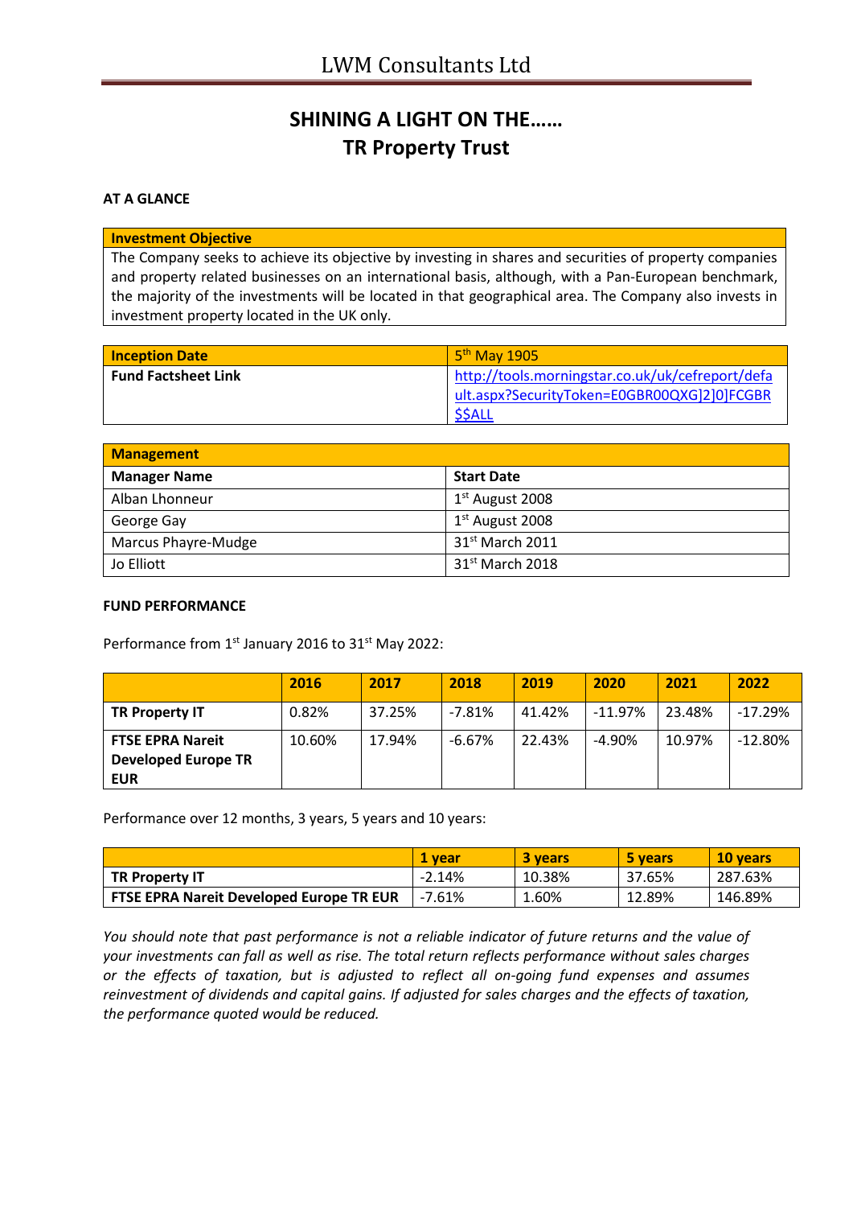# LWM Consultants Ltd

## SHINING A LIGHT ON THE……
## TR Property Trust

**AT A GLANCE**

| **Investment Objective** |
|---|
| The Company seeks to achieve its objective by investing in shares and securities of property companies and property related businesses on an international basis, although, with a Pan-European benchmark, the majority of the investments will be located in that geographical area. The Company also invests in investment property located in the UK only. |

| **Inception Date** | 5th May 1905 |
|---|---|
| **Fund Factsheet Link** | http://tools.morningstar.co.uk/uk/cefreport/default.aspx?SecurityToken=E0GBR00QXG]2]0]FCGBR$$ALL |

| **Management** | |
|---|---|
| **Manager Name** | **Start Date** |
| Alban Lhonneur | 1st August 2008 |
| George Gay | 1st August 2008 |
| Marcus Phayre-Mudge | 31st March 2011 |
| Jo Elliott | 31st March 2018 |

**FUND PERFORMANCE**

Performance from 1st January 2016 to 31st May 2022:

| | 2016 | 2017 | 2018 | 2019 | 2020 | 2021 | 2022 |
|---|---|---|---|---|---|---|---|
| **TR Property IT** | 0.82% | 37.25% | -7.81% | 41.42% | -11.97% | 23.48% | -17.29% |
| **FTSE EPRA Nareit Developed Europe TR EUR** | 10.60% | 17.94% | -6.67% | 22.43% | -4.90% | 10.97% | -12.80% |

Performance over 12 months, 3 years, 5 years and 10 years:

| | 1 year | 3 years | 5 years | 10 years |
|---|---|---|---|---|
| **TR Property IT** | -2.14% | 10.38% | 37.65% | 287.63% |
| **FTSE EPRA Nareit Developed Europe TR EUR** | -7.61% | 1.60% | 12.89% | 146.89% |

*You should note that past performance is not a reliable indicator of future returns and the value of your investments can fall as well as rise. The total return reflects performance without sales charges or the effects of taxation, but is adjusted to reflect all on-going fund expenses and assumes reinvestment of dividends and capital gains. If adjusted for sales charges and the effects of taxation, the performance quoted would be reduced.*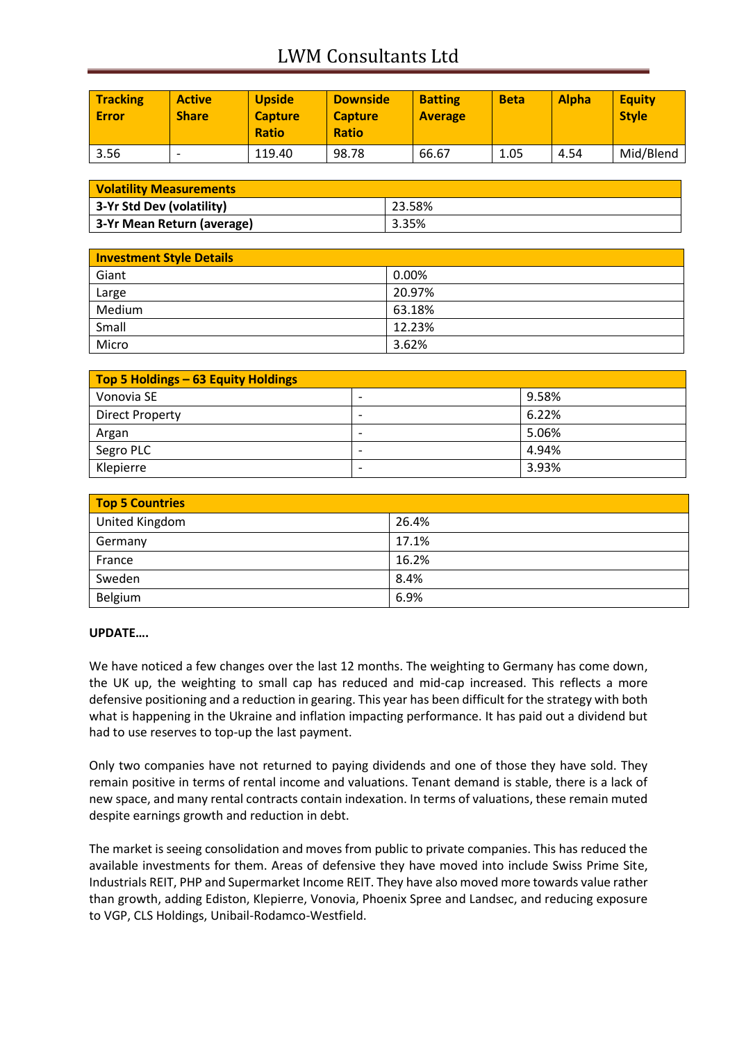| Tracking Error | Active Share | Upside Capture Ratio | Downside Capture Ratio | Batting Average | Beta | Alpha | Equity Style |
|---|---|---|---|---|---|---|---|
| 3.56 | - | 119.40 | 98.78 | 66.67 | 1.05 | 4.54 | Mid/Blend |

| Volatility Measurements | |
|---|---|
| **3-Yr Std Dev (volatility)** | 23.58% |
| **3-Yr Mean Return (average)** | 3.35% |

| Investment Style Details | |
|---|---|
| Giant | 0.00% |
| Large | 20.97% |
| Medium | 63.18% |
| Small | 12.23% |
| Micro | 3.62% |

| Top 5 Holdings – 63 Equity Holdings | | |
|---|---|---|
| Vonovia SE | - | 9.58% |
| Direct Property | - | 6.22% |
| Argan | - | 5.06% |
| Segro PLC | - | 4.94% |
| Klepierre | - | 3.93% |

| Top 5 Countries | |
|---|---|
| United Kingdom | 26.4% |
| Germany | 17.1% |
| France | 16.2% |
| Sweden | 8.4% |
| Belgium | 6.9% |

**UPDATE….**

We have noticed a few changes over the last 12 months. The weighting to Germany has come down, the UK up, the weighting to small cap has reduced and mid-cap increased. This reflects a more defensive positioning and a reduction in gearing. This year has been difficult for the strategy with both what is happening in the Ukraine and inflation impacting performance. It has paid out a dividend but had to use reserves to top-up the last payment.

Only two companies have not returned to paying dividends and one of those they have sold. They remain positive in terms of rental income and valuations. Tenant demand is stable, there is a lack of new space, and many rental contracts contain indexation. In terms of valuations, these remain muted despite earnings growth and reduction in debt.

The market is seeing consolidation and moves from public to private companies. This has reduced the available investments for them. Areas of defensive they have moved into include Swiss Prime Site, Industrials REIT, PHP and Supermarket Income REIT. They have also moved more towards value rather than growth, adding Ediston, Klepierre, Vonovia, Phoenix Spree and Landsec, and reducing exposure to VGP, CLS Holdings, Unibail-Rodamco-Westfield.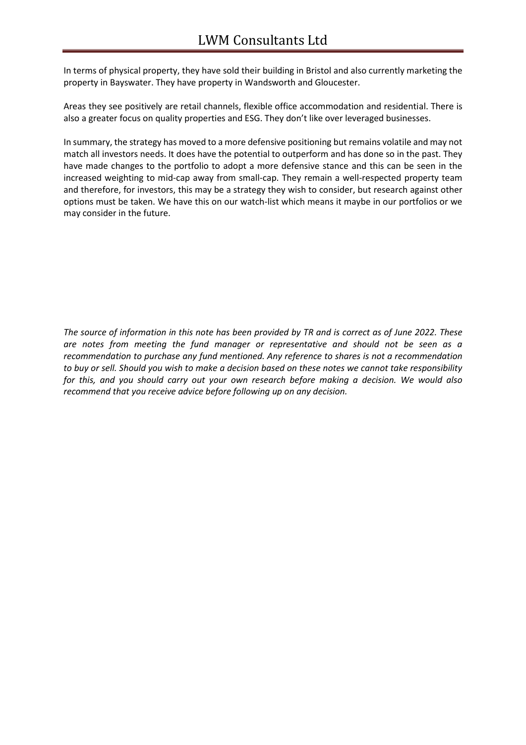In terms of physical property, they have sold their building in Bristol and also currently marketing the property in Bayswater. They have property in Wandsworth and Gloucester.

Areas they see positively are retail channels, flexible office accommodation and residential. There is also a greater focus on quality properties and ESG. They don't like over leveraged businesses.

In summary, the strategy has moved to a more defensive positioning but remains volatile and may not match all investors needs. It does have the potential to outperform and has done so in the past. They have made changes to the portfolio to adopt a more defensive stance and this can be seen in the increased weighting to mid-cap away from small-cap. They remain a well-respected property team and therefore, for investors, this may be a strategy they wish to consider, but research against other options must be taken. We have this on our watch-list which means it maybe in our portfolios or we may consider in the future.

*The source of information in this note has been provided by TR and is correct as of June 2022. These are notes from meeting the fund manager or representative and should not be seen as a recommendation to purchase any fund mentioned. Any reference to shares is not a recommendation to buy or sell. Should you wish to make a decision based on these notes we cannot take responsibility for this, and you should carry out your own research before making a decision. We would also recommend that you receive advice before following up on any decision.*